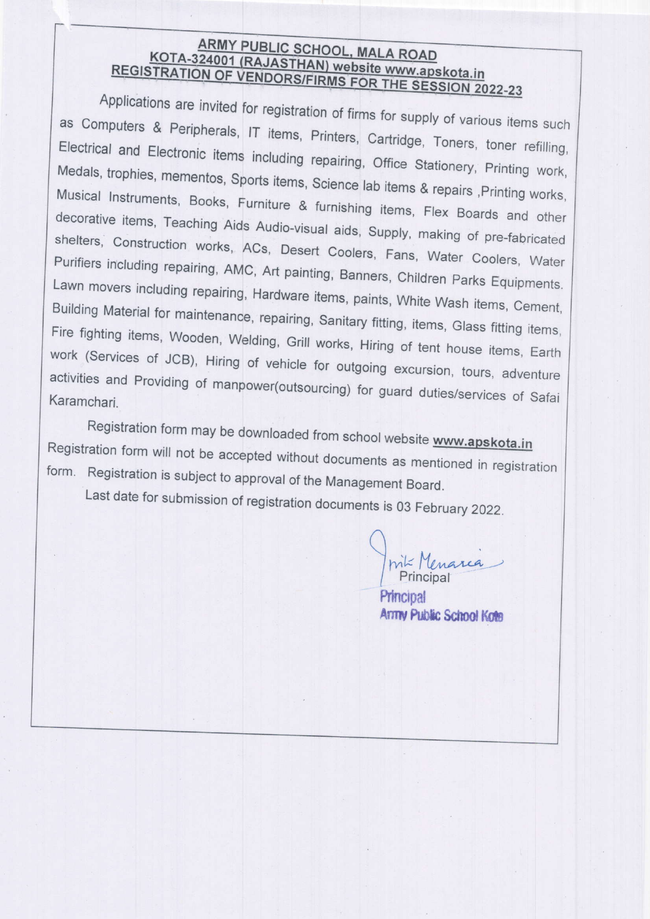**ARMY PUBLIC SCHOOL, MALA ROAD**
**KOTA-324001 (RAJASTHAN) website www.apskota.in**
**REGISTRATION OF VENDORS/FIRMS FOR THE SESSION 2022-23**

Applications are invited for registration of firms for supply of various items such as Computers & Peripherals, IT items, Printers, Cartridge, Toners, toner refilling, Electrical and Electronic items including repairing, Office Stationery, Printing work, Medals, trophies, mementos, Sports items, Science lab items & repairs ,Printing works, Musical Instruments, Books, Furniture & furnishing items, Flex Boards and other decorative items, Teaching Aids Audio-visual aids, Supply, making of pre-fabricated shelters, Construction works, ACs, Desert Coolers, Fans, Water Coolers, Water Purifiers including repairing, AMC, Art painting, Banners, Children Parks Equipments. Lawn movers including repairing, Hardware items, paints, White Wash items, Cement, Building Material for maintenance, repairing, Sanitary fitting, items, Glass fitting items, Fire fighting items, Wooden, Welding, Grill works, Hiring of tent house items, Earth work (Services of JCB), Hiring of vehicle for outgoing excursion, tours, adventure activities and Providing of manpower(outsourcing) for guard duties/services of Safai Karamchari.

Registration form may be downloaded from school website **www.apskota.in** Registration form will not be accepted without documents as mentioned in registration form. Registration is subject to approval of the Management Board.

Last date for submission of registration documents is 03 February 2022.

Principal

**Principal**
**Army Public School Kota**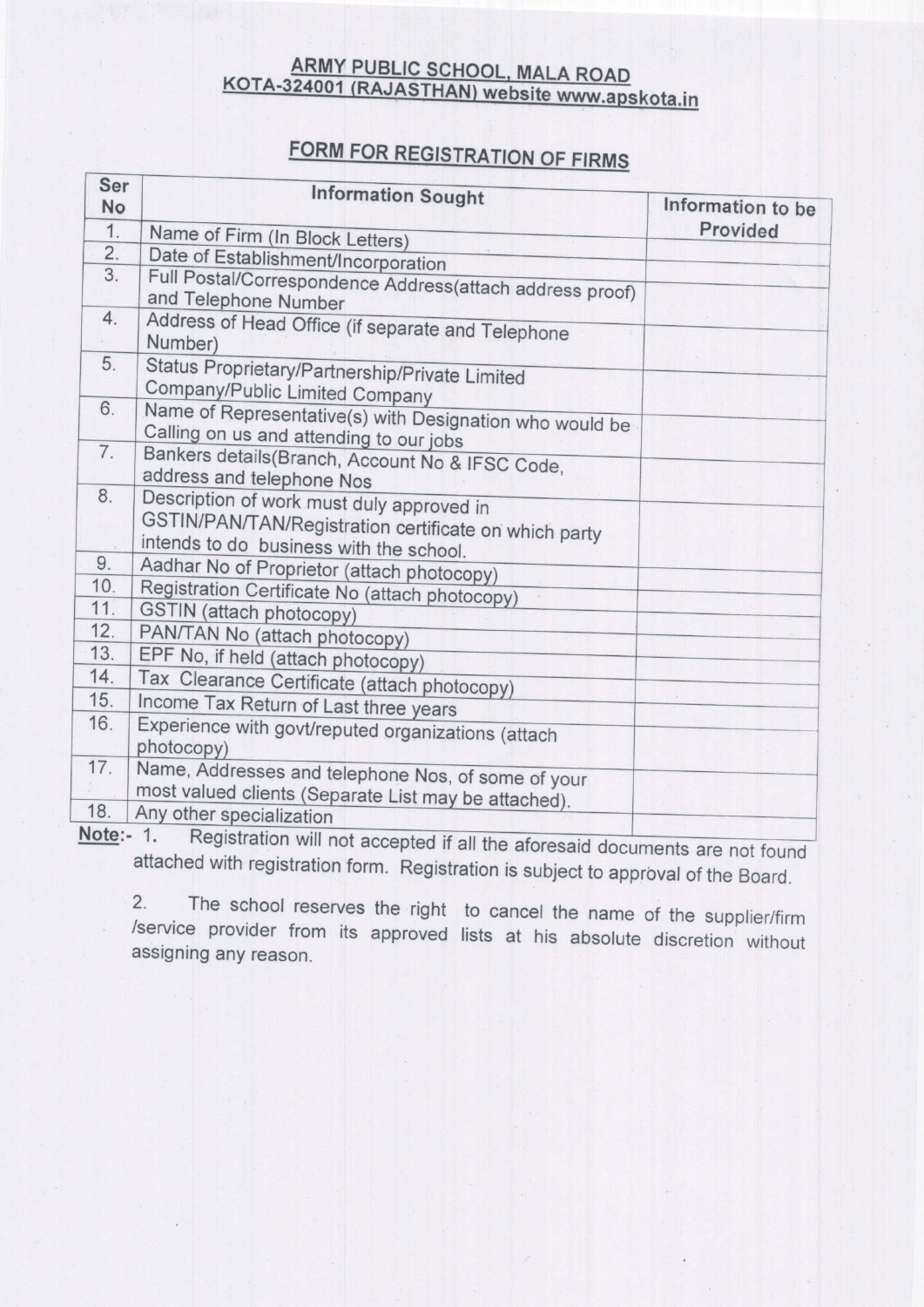## ARMY PUBLIC SCHOOL, MALA ROAD
## KOTA-324001 (RAJASTHAN) website www.apskota.in

### FORM FOR REGISTRATION OF FIRMS

| Ser No | Information Sought | Information to be Provided |
|---|---|---|
| 1. | Name of Firm (In Block Letters) | |
| 2. | Date of Establishment/Incorporation | |
| 3. | Full Postal/Correspondence Address(attach address proof) and Telephone Number | |
| 4. | Address of Head Office (if separate and Telephone Number) | |
| 5. | Status Proprietary/Partnership/Private Limited Company/Public Limited Company | |
| 6. | Name of Representative(s) with Designation who would be Calling on us and attending to our jobs | |
| 7. | Bankers details(Branch, Account No & IFSC Code, address and telephone Nos | |
| 8. | Description of work must duly approved in GSTIN/PAN/TAN/Registration certificate on which party intends to do business with the school. | |
| 9. | Aadhar No of Proprietor (attach photocopy) | |
| 10. | Registration Certificate No (attach photocopy) | |
| 11. | GSTIN (attach photocopy) | |
| 12. | PAN/TAN No (attach photocopy) | |
| 13. | EPF No, if held (attach photocopy) | |
| 14. | Tax Clearance Certificate (attach photocopy) | |
| 15. | Income Tax Return of Last three years | |
| 16. | Experience with govt/reputed organizations (attach photocopy) | |
| 17. | Name, Addresses and telephone Nos, of some of your most valued clients (Separate List may be attached). | |
| 18. | Any other specialization | |

**Note**:- 1. Registration will not accepted if all the aforesaid documents are not found attached with registration form. Registration is subject to approval of the Board.

2. The school reserves the right to cancel the name of the supplier/firm /service provider from its approved lists at his absolute discretion without assigning any reason.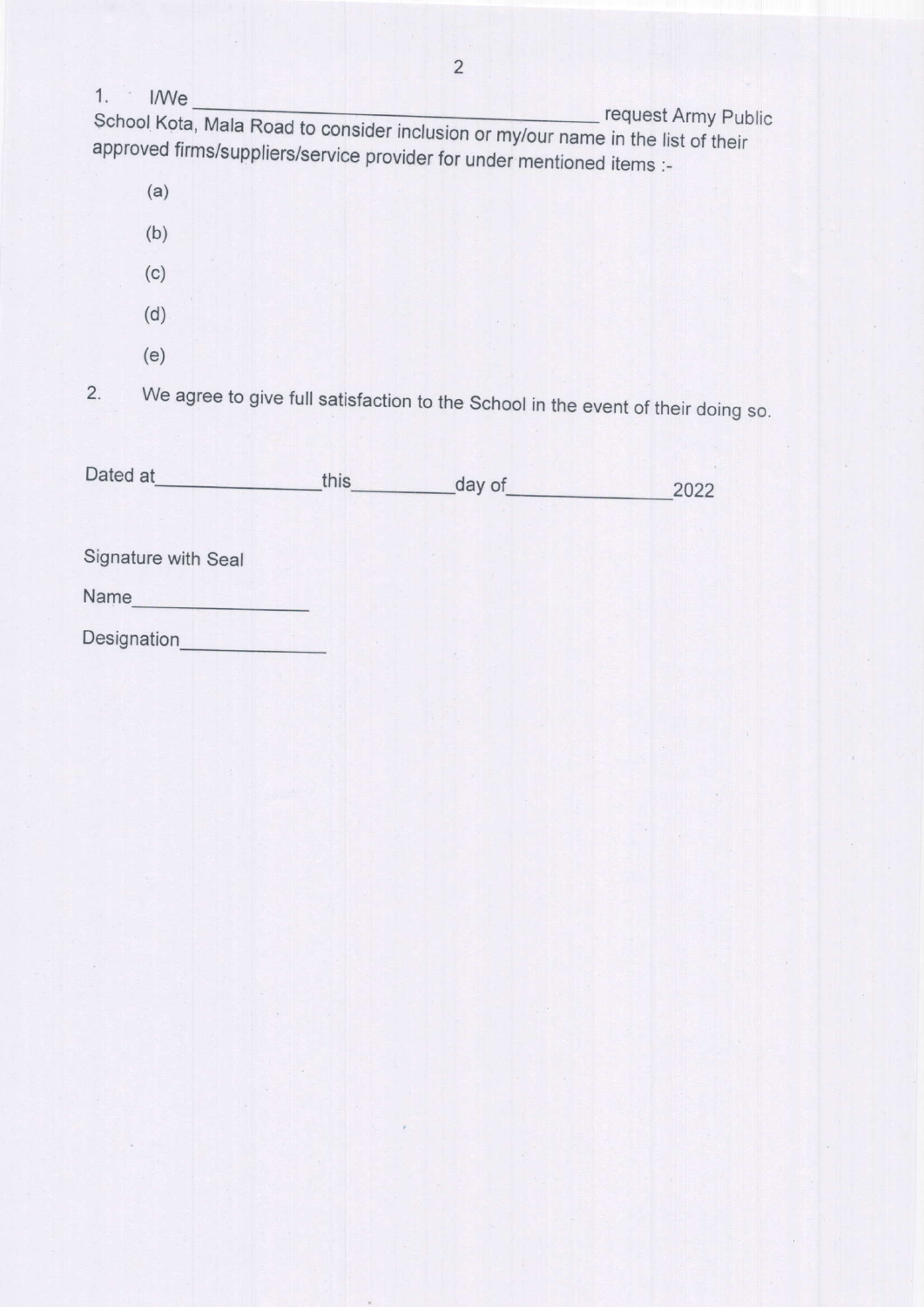1. I/We ____________________________________________ request Army Public School Kota, Mala Road to consider inclusion or my/our name in the list of their approved firms/suppliers/service provider for under mentioned items :-

    (a)

    (b)

    (c)

    (d)

    (e)

2. We agree to give full satisfaction to the School in the event of their doing so.

Dated at________________this__________day of________________2022

Signature with Seal

Name_________________

Designation_____________